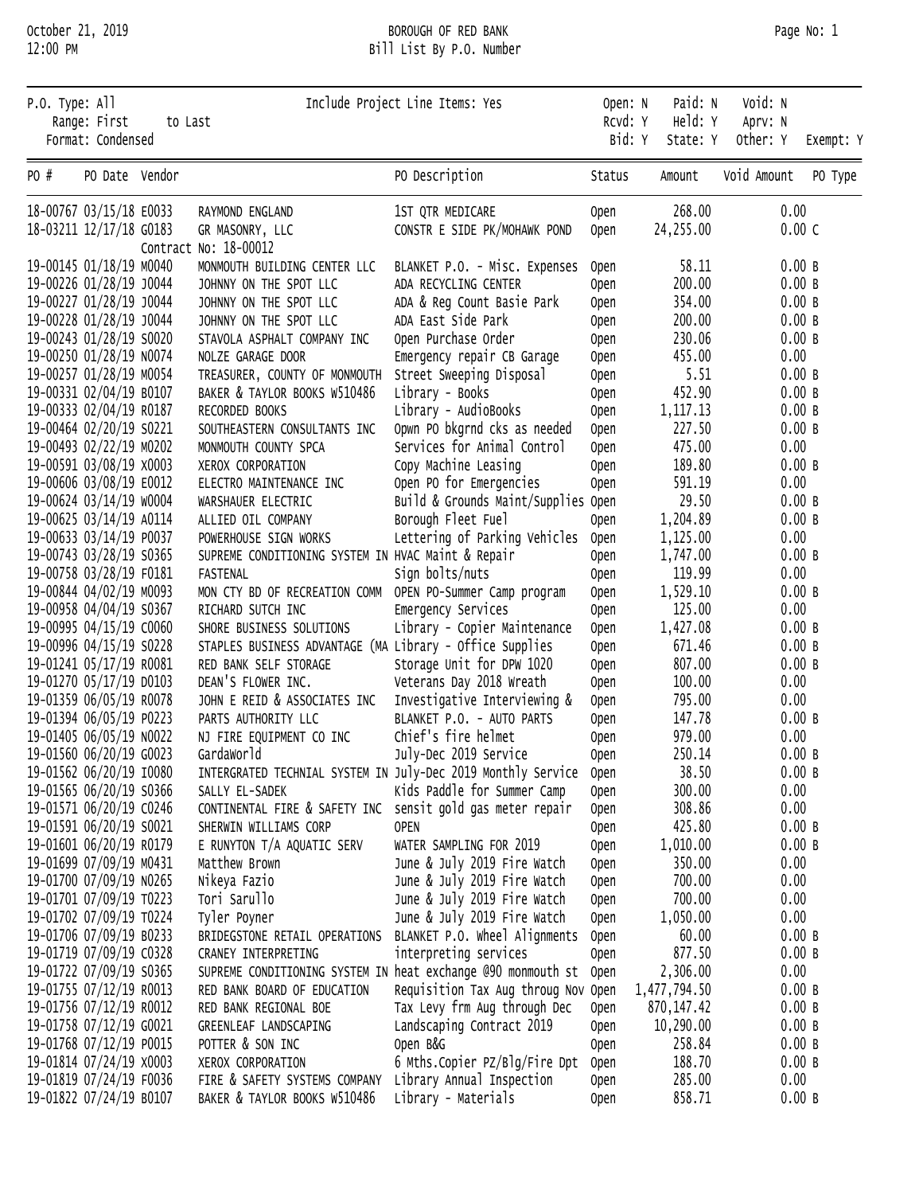October 21, 2019
12:00 PM

# BOROUGH OF RED BANK
## Bill List By P.O. Number

P.O. Type: All
Range: First to Last
Format: Condensed

Include Project Line Items: Yes

Open: N Paid: N Void: N
Rcvd: Y Held: Y Aprv: N
Bid: Y State: Y Other: Y Exempt: Y

| PO # | PO Date | Vendor | | PO Description | Status | Amount | Void Amount | PO Type |
|---|---|---|---|---|---|---|---|---|
| 18-00767 | 03/15/18 | E0033 | RAYMOND ENGLAND | 1ST QTR MEDICARE | Open | 268.00 | 0.00 | |
| 18-03211 | 12/17/18 | G0183 | GR MASONRY, LLC | CONSTR E SIDE PK/MOHAWK POND | Open | 24,255.00 | 0.00 | C |
| | | | Contract No: 18-00012 | | | | | |
| 19-00145 | 01/18/19 | M0040 | MONMOUTH BUILDING CENTER LLC | BLANKET P.O. - Misc. Expenses | Open | 58.11 | 0.00 | B |
| 19-00226 | 01/28/19 | J0044 | JOHNNY ON THE SPOT LLC | ADA RECYCLING CENTER | Open | 200.00 | 0.00 | B |
| 19-00227 | 01/28/19 | J0044 | JOHNNY ON THE SPOT LLC | ADA & Reg Count Basie Park | Open | 354.00 | 0.00 | B |
| 19-00228 | 01/28/19 | J0044 | JOHNNY ON THE SPOT LLC | ADA East Side Park | Open | 200.00 | 0.00 | B |
| 19-00243 | 01/28/19 | S0020 | STAVOLA ASPHALT COMPANY INC | Open Purchase Order | Open | 230.06 | 0.00 | B |
| 19-00250 | 01/28/19 | N0074 | NOLZE GARAGE DOOR | Emergency repair CB Garage | Open | 455.00 | 0.00 | |
| 19-00257 | 01/28/19 | M0054 | TREASURER, COUNTY OF MONMOUTH | Street Sweeping Disposal | Open | 5.51 | 0.00 | B |
| 19-00331 | 02/04/19 | B0107 | BAKER & TAYLOR BOOKS W510486 | Library - Books | Open | 452.90 | 0.00 | B |
| 19-00333 | 02/04/19 | R0187 | RECORDED BOOKS | Library - AudioBooks | Open | 1,117.13 | 0.00 | B |
| 19-00464 | 02/20/19 | S0221 | SOUTHEASTERN CONSULTANTS INC | Opwn PO bkgrnd cks as needed | Open | 227.50 | 0.00 | B |
| 19-00493 | 02/22/19 | M0202 | MONMOUTH COUNTY SPCA | Services for Animal Control | Open | 475.00 | 0.00 | |
| 19-00591 | 03/08/19 | X0003 | XEROX CORPORATION | Copy Machine Leasing | Open | 189.80 | 0.00 | B |
| 19-00606 | 03/08/19 | E0012 | ELECTRO MAINTENANCE INC | Open PO for Emergencies | Open | 591.19 | 0.00 | |
| 19-00624 | 03/14/19 | W0004 | WARSHAUER ELECTRIC | Build & Grounds Maint/Supplies | Open | 29.50 | 0.00 | B |
| 19-00625 | 03/14/19 | A0114 | ALLIED OIL COMPANY | Borough Fleet Fuel | Open | 1,204.89 | 0.00 | B |
| 19-00633 | 03/14/19 | P0037 | POWERHOUSE SIGN WORKS | Lettering of Parking Vehicles | Open | 1,125.00 | 0.00 | |
| 19-00743 | 03/28/19 | S0365 | SUPREME CONDITIONING SYSTEM IN | HVAC Maint & Repair | Open | 1,747.00 | 0.00 | B |
| 19-00758 | 03/28/19 | F0181 | FASTENAL | Sign bolts/nuts | Open | 119.99 | 0.00 | |
| 19-00844 | 04/02/19 | M0093 | MON CTY BD OF RECREATION COMM | OPEN PO-Summer Camp program | Open | 1,529.10 | 0.00 | B |
| 19-00958 | 04/04/19 | S0367 | RICHARD SUTCH INC | Emergency Services | Open | 125.00 | 0.00 | |
| 19-00995 | 04/15/19 | C0060 | SHORE BUSINESS SOLUTIONS | Library - Copier Maintenance | Open | 1,427.08 | 0.00 | B |
| 19-00996 | 04/15/19 | S0228 | STAPLES BUSINESS ADVANTAGE (MA | Library - Office Supplies | Open | 671.46 | 0.00 | B |
| 19-01241 | 05/17/19 | R0081 | RED BANK SELF STORAGE | Storage Unit for DPW 1020 | Open | 807.00 | 0.00 | B |
| 19-01270 | 05/17/19 | D0103 | DEAN'S FLOWER INC. | Veterans Day 2018 Wreath | Open | 100.00 | 0.00 | |
| 19-01359 | 06/05/19 | R0078 | JOHN E REID & ASSOCIATES INC | Investigative Interviewing & | Open | 795.00 | 0.00 | |
| 19-01394 | 06/05/19 | P0223 | PARTS AUTHORITY LLC | BLANKET P.O. - AUTO PARTS | Open | 147.78 | 0.00 | B |
| 19-01405 | 06/05/19 | N0022 | NJ FIRE EQUIPMENT CO INC | Chief's fire helmet | Open | 979.00 | 0.00 | |
| 19-01560 | 06/20/19 | G0023 | GardaWorld | July-Dec 2019 Service | Open | 250.14 | 0.00 | B |
| 19-01562 | 06/20/19 | I0080 | INTERGRATED TECHNIAL SYSTEM IN | July-Dec 2019 Monthly Service | Open | 38.50 | 0.00 | B |
| 19-01565 | 06/20/19 | S0366 | SALLY EL-SADEK | Kids Paddle for Summer Camp | Open | 300.00 | 0.00 | |
| 19-01571 | 06/20/19 | C0246 | CONTINENTAL FIRE & SAFETY INC | sensit gold gas meter repair | Open | 308.86 | 0.00 | |
| 19-01591 | 06/20/19 | S0021 | SHERWIN WILLIAMS CORP | OPEN | Open | 425.80 | 0.00 | B |
| 19-01601 | 06/20/19 | R0179 | E RUNYTON T/A AQUATIC SERV | WATER SAMPLING FOR 2019 | Open | 1,010.00 | 0.00 | B |
| 19-01699 | 07/09/19 | M0431 | Matthew Brown | June & July 2019 Fire Watch | Open | 350.00 | 0.00 | |
| 19-01700 | 07/09/19 | N0265 | Nikeya Fazio | June & July 2019 Fire Watch | Open | 700.00 | 0.00 | |
| 19-01701 | 07/09/19 | T0223 | Tori Sarullo | June & July 2019 Fire Watch | Open | 700.00 | 0.00 | |
| 19-01702 | 07/09/19 | T0224 | Tyler Poyner | June & July 2019 Fire Watch | Open | 1,050.00 | 0.00 | |
| 19-01706 | 07/09/19 | B0233 | BRIDGESTONE RETAIL OPERATIONS | BLANKET P.O. Wheel Alignments | Open | 60.00 | 0.00 | B |
| 19-01719 | 07/09/19 | C0328 | CRANEY INTERPRETING | interpreting services | Open | 877.50 | 0.00 | B |
| 19-01722 | 07/09/19 | S0365 | SUPREME CONDITIONING SYSTEM IN | heat exchange @90 monmouth st | Open | 2,306.00 | 0.00 | |
| 19-01755 | 07/12/19 | R0013 | RED BANK BOARD OF EDUCATION | Requisition Tax Aug throug Nov | Open | 1,477,794.50 | 0.00 | B |
| 19-01756 | 07/12/19 | R0012 | RED BANK REGIONAL BOE | Tax Levy frm Aug through Dec | Open | 870,147.42 | 0.00 | B |
| 19-01758 | 07/12/19 | G0021 | GREENLEAF LANDSCAPING | Landscaping Contract 2019 | Open | 10,290.00 | 0.00 | B |
| 19-01768 | 07/12/19 | P0015 | POTTER & SON INC | Open B&G | Open | 258.84 | 0.00 | B |
| 19-01814 | 07/24/19 | X0003 | XEROX CORPORATION | 6 Mths.Copier PZ/Blg/Fire Dpt | Open | 188.70 | 0.00 | B |
| 19-01819 | 07/24/19 | F0036 | FIRE & SAFETY SYSTEMS COMPANY | Library Annual Inspection | Open | 285.00 | 0.00 | |
| 19-01822 | 07/24/19 | B0107 | BAKER & TAYLOR BOOKS W510486 | Library - Materials | Open | 858.71 | 0.00 | B |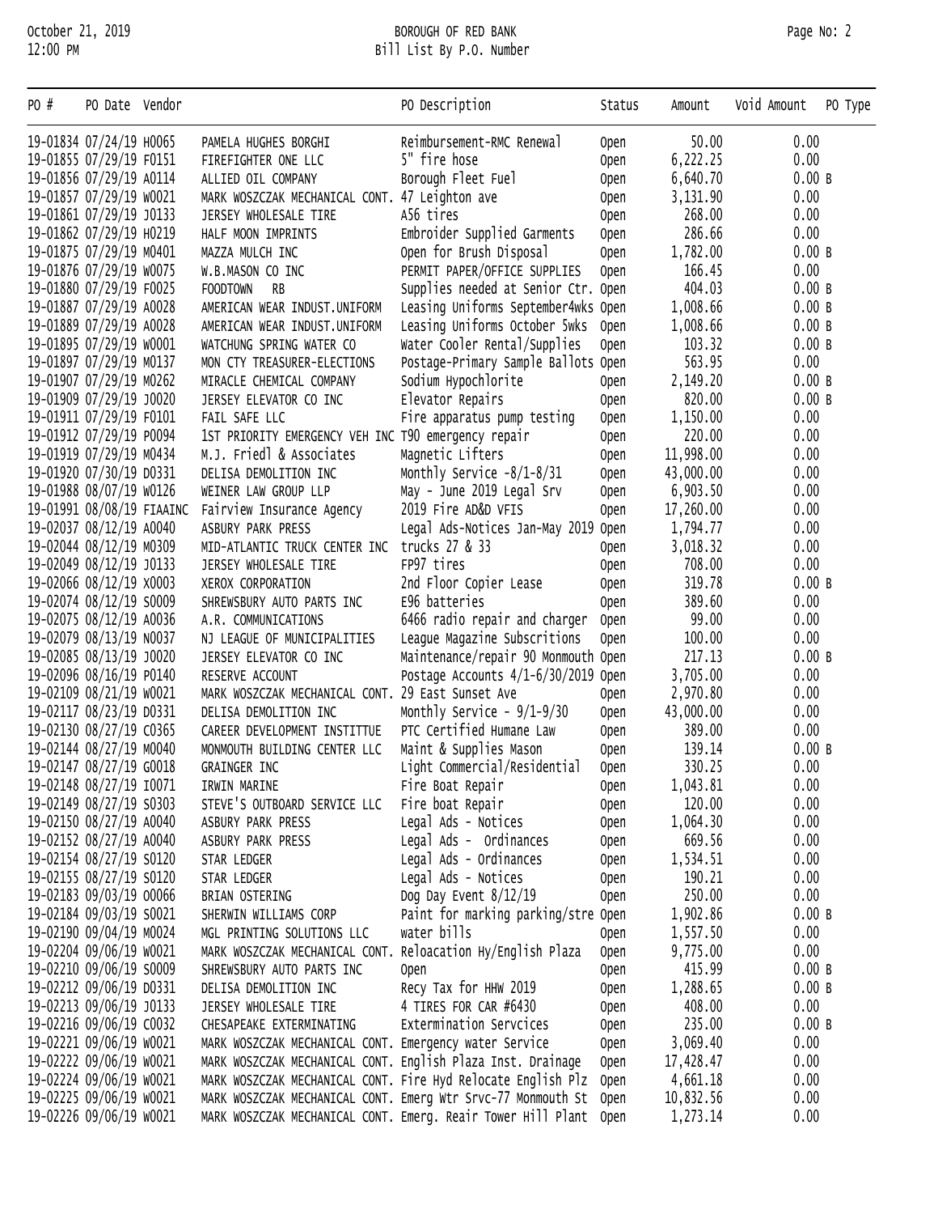| PO # | PO Date | Vendor | | PO Description | Status | Amount | Void Amount | PO Type |
|---|---|---|---|---|---|---|---|---|
| 19-01834 | 07/24/19 | H0065 | PAMELA HUGHES BORGHI | Reimbursement-RMC Renewal | Open | 50.00 | 0.00 | |
| 19-01855 | 07/29/19 | F0151 | FIREFIGHTER ONE LLC | 5" fire hose | Open | 6,222.25 | 0.00 | |
| 19-01856 | 07/29/19 | A0114 | ALLIED OIL COMPANY | Borough Fleet Fuel | Open | 6,640.70 | 0.00 | B |
| 19-01857 | 07/29/19 | W0021 | MARK WOSZCZAK MECHANICAL CONT. | 47 Leighton ave | Open | 3,131.90 | 0.00 | |
| 19-01861 | 07/29/19 | J0133 | JERSEY WHOLESALE TIRE | A56 tires | Open | 268.00 | 0.00 | |
| 19-01862 | 07/29/19 | H0219 | HALF MOON IMPRINTS | Embroider Supplied Garments | Open | 286.66 | 0.00 | |
| 19-01875 | 07/29/19 | M0401 | MAZZA MULCH INC | Open for Brush Disposal | Open | 1,782.00 | 0.00 | B |
| 19-01876 | 07/29/19 | W0075 | W.B.MASON CO INC | PERMIT PAPER/OFFICE SUPPLIES | Open | 166.45 | 0.00 | |
| 19-01880 | 07/29/19 | F0025 | FOODTOWN RB | Supplies needed at Senior Ctr. | Open | 404.03 | 0.00 | B |
| 19-01887 | 07/29/19 | A0028 | AMERICAN WEAR INDUST.UNIFORM | Leasing Uniforms September4wks | Open | 1,008.66 | 0.00 | B |
| 19-01889 | 07/29/19 | A0028 | AMERICAN WEAR INDUST.UNIFORM | Leasing Uniforms October 5wks | Open | 1,008.66 | 0.00 | B |
| 19-01895 | 07/29/19 | W0001 | WATCHUNG SPRING WATER CO | Water Cooler Rental/Supplies | Open | 103.32 | 0.00 | B |
| 19-01897 | 07/29/19 | M0137 | MON CTY TREASURER-ELECTIONS | Postage-Primary Sample Ballots | Open | 563.95 | 0.00 | |
| 19-01907 | 07/29/19 | M0262 | MIRACLE CHEMICAL COMPANY | Sodium Hypochlorite | Open | 2,149.20 | 0.00 | B |
| 19-01909 | 07/29/19 | J0020 | JERSEY ELEVATOR CO INC | Elevator Repairs | Open | 820.00 | 0.00 | B |
| 19-01911 | 07/29/19 | F0101 | FAIL SAFE LLC | Fire apparatus pump testing | Open | 1,150.00 | 0.00 | |
| 19-01912 | 07/29/19 | P0094 | 1ST PRIORITY EMERGENCY VEH INC | T90 emergency repair | Open | 220.00 | 0.00 | |
| 19-01919 | 07/29/19 | M0434 | M.J. Friedl & Associates | Magnetic Lifters | Open | 11,998.00 | 0.00 | |
| 19-01920 | 07/30/19 | D0331 | DELISA DEMOLITION INC | Monthly Service -8/1-8/31 | Open | 43,000.00 | 0.00 | |
| 19-01988 | 08/07/19 | W0126 | WEINER LAW GROUP LLP | May - June 2019 Legal Srv | Open | 6,903.50 | 0.00 | |
| 19-01991 | 08/08/19 | FIAAINC | Fairview Insurance Agency | 2019 Fire AD&D VFIS | Open | 17,260.00 | 0.00 | |
| 19-02037 | 08/12/19 | A0040 | ASBURY PARK PRESS | Legal Ads-Notices Jan-May 2019 | Open | 1,794.77 | 0.00 | |
| 19-02044 | 08/12/19 | M0309 | MID-ATLANTIC TRUCK CENTER INC | trucks 27 & 33 | Open | 3,018.32 | 0.00 | |
| 19-02049 | 08/12/19 | J0133 | JERSEY WHOLESALE TIRE | FP97 tires | Open | 708.00 | 0.00 | |
| 19-02066 | 08/12/19 | X0003 | XEROX CORPORATION | 2nd Floor Copier Lease | Open | 319.78 | 0.00 | B |
| 19-02074 | 08/12/19 | S0009 | SHREWSBURY AUTO PARTS INC | E96 batteries | Open | 389.60 | 0.00 | |
| 19-02075 | 08/12/19 | A0036 | A.R. COMMUNICATIONS | 6466 radio repair and charger | Open | 99.00 | 0.00 | |
| 19-02079 | 08/13/19 | N0037 | NJ LEAGUE OF MUNICIPALITIES | League Magazine Subscritions | Open | 100.00 | 0.00 | |
| 19-02085 | 08/13/19 | J0020 | JERSEY ELEVATOR CO INC | Maintenance/repair 90 Monmouth | Open | 217.13 | 0.00 | B |
| 19-02096 | 08/16/19 | P0140 | RESERVE ACCOUNT | Postage Accounts 4/1-6/30/2019 | Open | 3,705.00 | 0.00 | |
| 19-02109 | 08/21/19 | W0021 | MARK WOSZCZAK MECHANICAL CONT. | 29 East Sunset Ave | Open | 2,970.80 | 0.00 | |
| 19-02117 | 08/23/19 | D0331 | DELISA DEMOLITION INC | Monthly Service - 9/1-9/30 | Open | 43,000.00 | 0.00 | |
| 19-02130 | 08/27/19 | C0365 | CAREER DEVELOPMENT INSTITTUE | PTC Certified Humane Law | Open | 389.00 | 0.00 | |
| 19-02144 | 08/27/19 | M0040 | MONMOUTH BUILDING CENTER LLC | Maint & Supplies Mason | Open | 139.14 | 0.00 | B |
| 19-02147 | 08/27/19 | G0018 | GRAINGER INC | Light Commercial/Residential | Open | 330.25 | 0.00 | |
| 19-02148 | 08/27/19 | I0071 | IRWIN MARINE | Fire Boat Repair | Open | 1,043.81 | 0.00 | |
| 19-02149 | 08/27/19 | S0303 | STEVE'S OUTBOARD SERVICE LLC | Fire boat Repair | Open | 120.00 | 0.00 | |
| 19-02150 | 08/27/19 | A0040 | ASBURY PARK PRESS | Legal Ads - Notices | Open | 1,064.30 | 0.00 | |
| 19-02152 | 08/27/19 | A0040 | ASBURY PARK PRESS | Legal Ads - Ordinances | Open | 669.56 | 0.00 | |
| 19-02154 | 08/27/19 | S0120 | STAR LEDGER | Legal Ads - Ordinances | Open | 1,534.51 | 0.00 | |
| 19-02155 | 08/27/19 | S0120 | STAR LEDGER | Legal Ads - Notices | Open | 190.21 | 0.00 | |
| 19-02183 | 09/03/19 | O0066 | BRIAN OSTERING | Dog Day Event 8/12/19 | Open | 250.00 | 0.00 | |
| 19-02184 | 09/03/19 | S0021 | SHERWIN WILLIAMS CORP | Paint for marking parking/stre | Open | 1,902.86 | 0.00 | B |
| 19-02190 | 09/04/19 | M0024 | MGL PRINTING SOLUTIONS LLC | water bills | Open | 1,557.50 | 0.00 | |
| 19-02204 | 09/06/19 | W0021 | MARK WOSZCZAK MECHANICAL CONT. | Reloacation Hy/English Plaza | Open | 9,775.00 | 0.00 | |
| 19-02210 | 09/06/19 | S0009 | SHREWSBURY AUTO PARTS INC | Open | Open | 415.99 | 0.00 | B |
| 19-02212 | 09/06/19 | D0331 | DELISA DEMOLITION INC | Recy Tax for HHW 2019 | Open | 1,288.65 | 0.00 | B |
| 19-02213 | 09/06/19 | J0133 | JERSEY WHOLESALE TIRE | 4 TIRES FOR CAR #6430 | Open | 408.00 | 0.00 | |
| 19-02216 | 09/06/19 | C0032 | CHESAPEAKE EXTERMINATING | Extermination Servcices | Open | 235.00 | 0.00 | B |
| 19-02221 | 09/06/19 | W0021 | MARK WOSZCZAK MECHANICAL CONT. | Emergency water Service | Open | 3,069.40 | 0.00 | |
| 19-02222 | 09/06/19 | W0021 | MARK WOSZCZAK MECHANICAL CONT. | English Plaza Inst. Drainage | Open | 17,428.47 | 0.00 | |
| 19-02224 | 09/06/19 | W0021 | MARK WOSZCZAK MECHANICAL CONT. | Fire Hyd Relocate English Plz | Open | 4,661.18 | 0.00 | |
| 19-02225 | 09/06/19 | W0021 | MARK WOSZCZAK MECHANICAL CONT. | Emerg Wtr Srvc-77 Monmouth St | Open | 10,832.56 | 0.00 | |
| 19-02226 | 09/06/19 | W0021 | MARK WOSZCZAK MECHANICAL CONT. | Emerg. Reair Tower Hill Plant | Open | 1,273.14 | 0.00 | |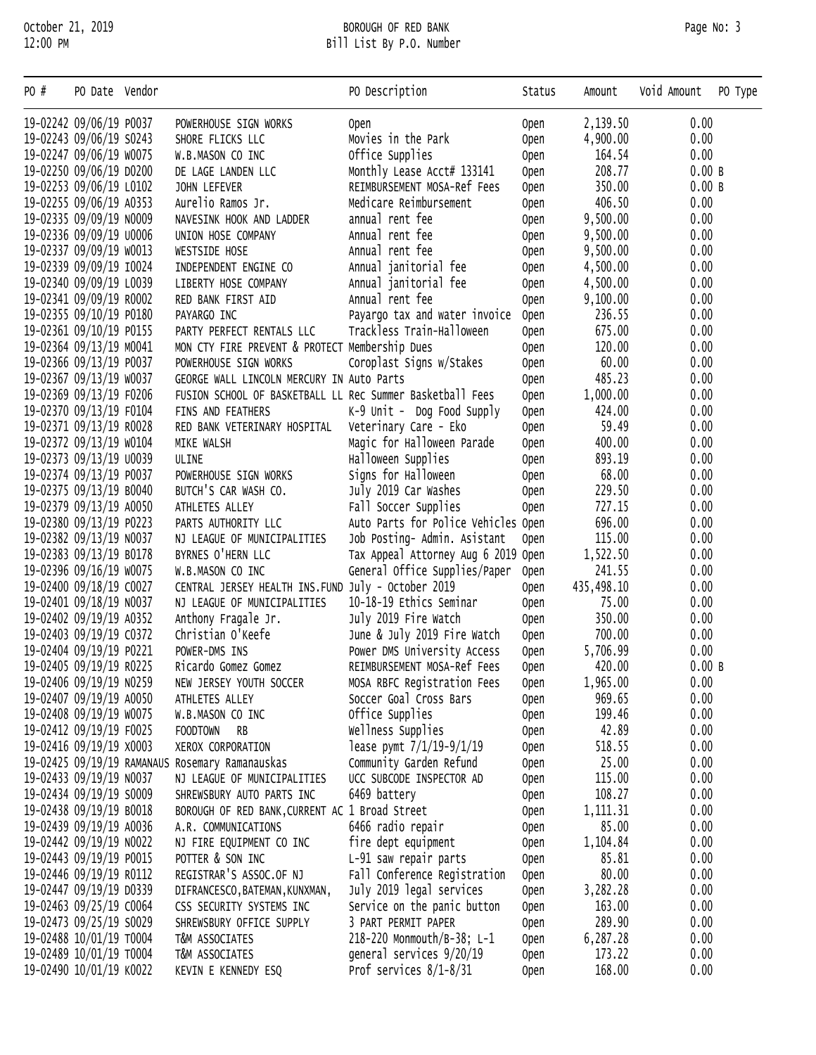| PO # | PO Date | Vendor | | PO Description | Status | Amount | Void Amount | PO Type |
|---|---|---|---|---|---|---|---|---|
| 19-02242 | 09/06/19 | P0037 | POWERHOUSE SIGN WORKS | Open | Open | 2,139.50 | 0.00 | |
| 19-02243 | 09/06/19 | S0243 | SHORE FLICKS LLC | Movies in the Park | Open | 4,900.00 | 0.00 | |
| 19-02247 | 09/06/19 | W0075 | W.B.MASON CO INC | Office Supplies | Open | 164.54 | 0.00 | |
| 19-02250 | 09/06/19 | D0200 | DE LAGE LANDEN LLC | Monthly Lease Acct# 133141 | Open | 208.77 | 0.00 | B |
| 19-02253 | 09/06/19 | L0102 | JOHN LEFEVER | REIMBURSEMENT MOSA-Ref Fees | Open | 350.00 | 0.00 | B |
| 19-02255 | 09/06/19 | A0353 | Aurelio Ramos Jr. | Medicare Reimbursement | Open | 406.50 | 0.00 | |
| 19-02335 | 09/09/19 | N0009 | NAVESINK HOOK AND LADDER | annual rent fee | Open | 9,500.00 | 0.00 | |
| 19-02336 | 09/09/19 | U0006 | UNION HOSE COMPANY | Annual rent fee | Open | 9,500.00 | 0.00 | |
| 19-02337 | 09/09/19 | W0013 | WESTSIDE HOSE | Annual rent fee | Open | 9,500.00 | 0.00 | |
| 19-02339 | 09/09/19 | I0024 | INDEPENDENT ENGINE CO | Annual janitorial fee | Open | 4,500.00 | 0.00 | |
| 19-02340 | 09/09/19 | L0039 | LIBERTY HOSE COMPANY | Annual janitorial fee | Open | 4,500.00 | 0.00 | |
| 19-02341 | 09/09/19 | R0002 | RED BANK FIRST AID | Annual rent fee | Open | 9,100.00 | 0.00 | |
| 19-02355 | 09/10/19 | P0180 | PAYARGO INC | Payargo tax and water invoice | Open | 236.55 | 0.00 | |
| 19-02361 | 09/10/19 | P0155 | PARTY PERFECT RENTALS LLC | Trackless Train-Halloween | Open | 675.00 | 0.00 | |
| 19-02364 | 09/13/19 | M0041 | MON CTY FIRE PREVENT & PROTECT | Membership Dues | Open | 120.00 | 0.00 | |
| 19-02366 | 09/13/19 | P0037 | POWERHOUSE SIGN WORKS | Coroplast Signs w/Stakes | Open | 60.00 | 0.00 | |
| 19-02367 | 09/13/19 | W0037 | GEORGE WALL LINCOLN MERCURY IN | Auto Parts | Open | 485.23 | 0.00 | |
| 19-02369 | 09/13/19 | F0206 | FUSION SCHOOL OF BASKETBALL LL | Rec Summer Basketball Fees | Open | 1,000.00 | 0.00 | |
| 19-02370 | 09/13/19 | F0104 | FINS AND FEATHERS | K-9 Unit - Dog Food Supply | Open | 424.00 | 0.00 | |
| 19-02371 | 09/13/19 | R0028 | RED BANK VETERINARY HOSPITAL | Veterinary Care - Eko | Open | 59.49 | 0.00 | |
| 19-02372 | 09/13/19 | W0104 | MIKE WALSH | Magic for Halloween Parade | Open | 400.00 | 0.00 | |
| 19-02373 | 09/13/19 | U0039 | ULINE | Halloween Supplies | Open | 893.19 | 0.00 | |
| 19-02374 | 09/13/19 | P0037 | POWERHOUSE SIGN WORKS | Signs for Halloween | Open | 68.00 | 0.00 | |
| 19-02375 | 09/13/19 | B0040 | BUTCH'S CAR WASH CO. | July 2019 Car Washes | Open | 229.50 | 0.00 | |
| 19-02379 | 09/13/19 | A0050 | ATHLETES ALLEY | Fall Soccer Supplies | Open | 727.15 | 0.00 | |
| 19-02380 | 09/13/19 | P0223 | PARTS AUTHORITY LLC | Auto Parts for Police Vehicles | Open | 696.00 | 0.00 | |
| 19-02382 | 09/13/19 | N0037 | NJ LEAGUE OF MUNICIPALITIES | Job Posting- Admin. Asistant | Open | 115.00 | 0.00 | |
| 19-02383 | 09/13/19 | B0178 | BYRNES O'HERN LLC | Tax Appeal Attorney Aug 6 2019 | Open | 1,522.50 | 0.00 | |
| 19-02396 | 09/16/19 | W0075 | W.B.MASON CO INC | General Office Supplies/Paper | Open | 241.55 | 0.00 | |
| 19-02400 | 09/18/19 | C0027 | CENTRAL JERSEY HEALTH INS.FUND | July - October 2019 | Open | 435,498.10 | 0.00 | |
| 19-02401 | 09/18/19 | N0037 | NJ LEAGUE OF MUNICIPALITIES | 10-18-19 Ethics Seminar | Open | 75.00 | 0.00 | |
| 19-02402 | 09/19/19 | A0352 | Anthony Fragale Jr. | July 2019 Fire Watch | Open | 350.00 | 0.00 | |
| 19-02403 | 09/19/19 | C0372 | Christian O'Keefe | June & July 2019 Fire Watch | Open | 700.00 | 0.00 | |
| 19-02404 | 09/19/19 | P0221 | POWER-DMS INS | Power DMS University Access | Open | 5,706.99 | 0.00 | |
| 19-02405 | 09/19/19 | R0225 | Ricardo Gomez Gomez | REIMBURSEMENT MOSA-Ref Fees | Open | 420.00 | 0.00 | B |
| 19-02406 | 09/19/19 | N0259 | NEW JERSEY YOUTH SOCCER | MOSA RBFC Registration Fees | Open | 1,965.00 | 0.00 | |
| 19-02407 | 09/19/19 | A0050 | ATHLETES ALLEY | Soccer Goal Cross Bars | Open | 969.65 | 0.00 | |
| 19-02408 | 09/19/19 | W0075 | W.B.MASON CO INC | Office Supplies | Open | 199.46 | 0.00 | |
| 19-02412 | 09/19/19 | F0025 | FOODTOWN RB | Wellness Supplies | Open | 42.89 | 0.00 | |
| 19-02416 | 09/19/19 | X0003 | XEROX CORPORATION | lease pymt 7/1/19-9/1/19 | Open | 518.55 | 0.00 | |
| 19-02425 | 09/19/19 | RAMANAUS | Rosemary Ramanauskas | Community Garden Refund | Open | 25.00 | 0.00 | |
| 19-02433 | 09/19/19 | N0037 | NJ LEAGUE OF MUNICIPALITIES | UCC SUBCODE INSPECTOR AD | Open | 115.00 | 0.00 | |
| 19-02434 | 09/19/19 | S0009 | SHREWSBURY AUTO PARTS INC | 6469 battery | Open | 108.27 | 0.00 | |
| 19-02438 | 09/19/19 | B0018 | BOROUGH OF RED BANK,CURRENT AC | 1 Broad Street | Open | 1,111.31 | 0.00 | |
| 19-02439 | 09/19/19 | A0036 | A.R. COMMUNICATIONS | 6466 radio repair | Open | 85.00 | 0.00 | |
| 19-02442 | 09/19/19 | N0022 | NJ FIRE EQUIPMENT CO INC | fire dept equipment | Open | 1,104.84 | 0.00 | |
| 19-02443 | 09/19/19 | P0015 | POTTER & SON INC | L-91 saw repair parts | Open | 85.81 | 0.00 | |
| 19-02446 | 09/19/19 | R0112 | REGISTRAR'S ASSOC.OF NJ | Fall Conference Registration | Open | 80.00 | 0.00 | |
| 19-02447 | 09/19/19 | D0339 | DIFRANCESCO,BATEMAN,KUNXMAN, | July 2019 legal services | Open | 3,282.28 | 0.00 | |
| 19-02463 | 09/25/19 | C0064 | CSS SECURITY SYSTEMS INC | Service on the panic button | Open | 163.00 | 0.00 | |
| 19-02473 | 09/25/19 | S0029 | SHREWSBURY OFFICE SUPPLY | 3 PART PERMIT PAPER | Open | 289.90 | 0.00 | |
| 19-02488 | 10/01/19 | T0004 | T&M ASSOCIATES | 218-220 Monmouth/B-38; L-1 | Open | 6,287.28 | 0.00 | |
| 19-02489 | 10/01/19 | T0004 | T&M ASSOCIATES | general services 9/20/19 | Open | 173.22 | 0.00 | |
| 19-02490 | 10/01/19 | K0022 | KEVIN E KENNEDY ESQ | Prof services 8/1-8/31 | Open | 168.00 | 0.00 | |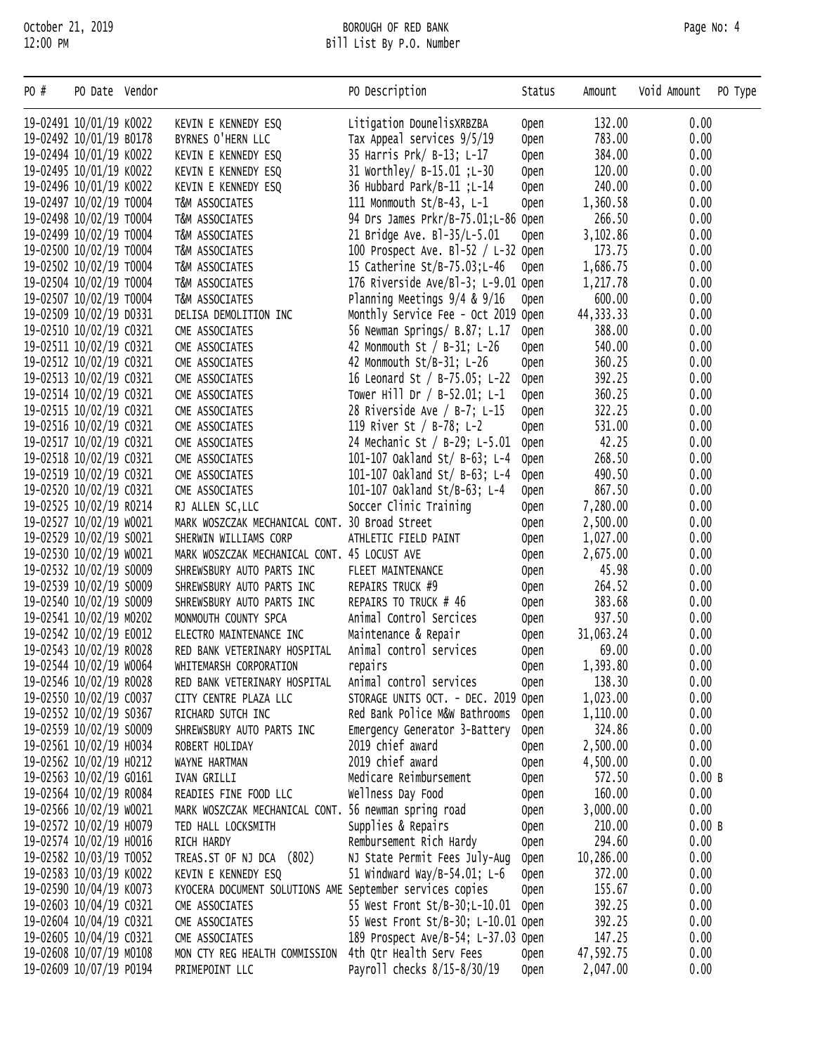October 21, 2019
12:00 PM

BOROUGH OF RED BANK
Bill List By P.O. Number

| PO # | PO Date | Vendor | | PO Description | Status | Amount | Void Amount | PO Type |
|---|---|---|---|---|---|---|---|---|
| 19-02491 | 10/01/19 | K0022 | KEVIN E KENNEDY ESQ | Litigation DounelisXRBZBA | Open | 132.00 | 0.00 | |
| 19-02492 | 10/01/19 | B0178 | BYRNES O'HERN LLC | Tax Appeal services 9/5/19 | Open | 783.00 | 0.00 | |
| 19-02494 | 10/01/19 | K0022 | KEVIN E KENNEDY ESQ | 35 Harris Prk/ B-13; L-17 | Open | 384.00 | 0.00 | |
| 19-02495 | 10/01/19 | K0022 | KEVIN E KENNEDY ESQ | 31 Worthley/ B-15.01 ;L-30 | Open | 120.00 | 0.00 | |
| 19-02496 | 10/01/19 | K0022 | KEVIN E KENNEDY ESQ | 36 Hubbard Park/B-11 ;L-14 | Open | 240.00 | 0.00 | |
| 19-02497 | 10/02/19 | T0004 | T&M ASSOCIATES | 111 Monmouth St/B-43, L-1 | Open | 1,360.58 | 0.00 | |
| 19-02498 | 10/02/19 | T0004 | T&M ASSOCIATES | 94 Drs James Prkr/B-75.01;L-86 | Open | 266.50 | 0.00 | |
| 19-02499 | 10/02/19 | T0004 | T&M ASSOCIATES | 21 Bridge Ave. Bl-35/L-5.01 | Open | 3,102.86 | 0.00 | |
| 19-02500 | 10/02/19 | T0004 | T&M ASSOCIATES | 100 Prospect Ave. Bl-52 / L-32 | Open | 173.75 | 0.00 | |
| 19-02502 | 10/02/19 | T0004 | T&M ASSOCIATES | 15 Catherine St/B-75.03;L-46 | Open | 1,686.75 | 0.00 | |
| 19-02504 | 10/02/19 | T0004 | T&M ASSOCIATES | 176 Riverside Ave/Bl-3; L-9.01 | Open | 1,217.78 | 0.00 | |
| 19-02507 | 10/02/19 | T0004 | T&M ASSOCIATES | Planning Meetings 9/4 & 9/16 | Open | 600.00 | 0.00 | |
| 19-02509 | 10/02/19 | D0331 | DELISA DEMOLITION INC | Monthly Service Fee - Oct 2019 | Open | 44,333.33 | 0.00 | |
| 19-02510 | 10/02/19 | C0321 | CME ASSOCIATES | 56 Newman Springs/ B.87; L.17 | Open | 388.00 | 0.00 | |
| 19-02511 | 10/02/19 | C0321 | CME ASSOCIATES | 42 Monmouth St / B-31; L-26 | Open | 540.00 | 0.00 | |
| 19-02512 | 10/02/19 | C0321 | CME ASSOCIATES | 42 Monmouth St/B-31; L-26 | Open | 360.25 | 0.00 | |
| 19-02513 | 10/02/19 | C0321 | CME ASSOCIATES | 16 Leonard St / B-75.05; L-22 | Open | 392.25 | 0.00 | |
| 19-02514 | 10/02/19 | C0321 | CME ASSOCIATES | Tower Hill Dr / B-52.01; L-1 | Open | 360.25 | 0.00 | |
| 19-02515 | 10/02/19 | C0321 | CME ASSOCIATES | 28 Riverside Ave / B-7; L-15 | Open | 322.25 | 0.00 | |
| 19-02516 | 10/02/19 | C0321 | CME ASSOCIATES | 119 River St / B-78; L-2 | Open | 531.00 | 0.00 | |
| 19-02517 | 10/02/19 | C0321 | CME ASSOCIATES | 24 Mechanic St / B-29; L-5.01 | Open | 42.25 | 0.00 | |
| 19-02518 | 10/02/19 | C0321 | CME ASSOCIATES | 101-107 Oakland St/ B-63; L-4 | Open | 268.50 | 0.00 | |
| 19-02519 | 10/02/19 | C0321 | CME ASSOCIATES | 101-107 Oakland St/ B-63; L-4 | Open | 490.50 | 0.00 | |
| 19-02520 | 10/02/19 | C0321 | CME ASSOCIATES | 101-107 Oakland St/B-63; L-4 | Open | 867.50 | 0.00 | |
| 19-02525 | 10/02/19 | R0214 | RJ ALLEN SC,LLC | Soccer Clinic Training | Open | 7,280.00 | 0.00 | |
| 19-02527 | 10/02/19 | W0021 | MARK WOSZCZAK MECHANICAL CONT. | 30 Broad Street | Open | 2,500.00 | 0.00 | |
| 19-02529 | 10/02/19 | S0021 | SHERWIN WILLIAMS CORP | ATHLETIC FIELD PAINT | Open | 1,027.00 | 0.00 | |
| 19-02530 | 10/02/19 | W0021 | MARK WOSZCZAK MECHANICAL CONT. | 45 LOCUST AVE | Open | 2,675.00 | 0.00 | |
| 19-02532 | 10/02/19 | S0009 | SHREWSBURY AUTO PARTS INC | FLEET MAINTENANCE | Open | 45.98 | 0.00 | |
| 19-02539 | 10/02/19 | S0009 | SHREWSBURY AUTO PARTS INC | REPAIRS TRUCK #9 | Open | 264.52 | 0.00 | |
| 19-02540 | 10/02/19 | S0009 | SHREWSBURY AUTO PARTS INC | REPAIRS TO TRUCK # 46 | Open | 383.68 | 0.00 | |
| 19-02541 | 10/02/19 | M0202 | MONMOUTH COUNTY SPCA | Animal Control Sercices | Open | 937.50 | 0.00 | |
| 19-02542 | 10/02/19 | E0012 | ELECTRO MAINTENANCE INC | Maintenance & Repair | Open | 31,063.24 | 0.00 | |
| 19-02543 | 10/02/19 | R0028 | RED BANK VETERINARY HOSPITAL | Animal control services | Open | 69.00 | 0.00 | |
| 19-02544 | 10/02/19 | W0064 | WHITEMARSH CORPORATION | repairs | Open | 1,393.80 | 0.00 | |
| 19-02546 | 10/02/19 | R0028 | RED BANK VETERINARY HOSPITAL | Animal control services | Open | 138.30 | 0.00 | |
| 19-02550 | 10/02/19 | C0037 | CITY CENTRE PLAZA LLC | STORAGE UNITS OCT. - DEC. 2019 | Open | 1,023.00 | 0.00 | |
| 19-02552 | 10/02/19 | S0367 | RICHARD SUTCH INC | Red Bank Police M&W Bathrooms | Open | 1,110.00 | 0.00 | |
| 19-02559 | 10/02/19 | S0009 | SHREWSBURY AUTO PARTS INC | Emergency Generator 3-Battery | Open | 324.86 | 0.00 | |
| 19-02561 | 10/02/19 | H0034 | ROBERT HOLIDAY | 2019 chief award | Open | 2,500.00 | 0.00 | |
| 19-02562 | 10/02/19 | H0212 | WAYNE HARTMAN | 2019 chief award | Open | 4,500.00 | 0.00 | |
| 19-02563 | 10/02/19 | G0161 | IVAN GRILLI | Medicare Reimbursement | Open | 572.50 | 0.00 | B |
| 19-02564 | 10/02/19 | R0084 | READIES FINE FOOD LLC | Wellness Day Food | Open | 160.00 | 0.00 | |
| 19-02566 | 10/02/19 | W0021 | MARK WOSZCZAK MECHANICAL CONT. | 56 newman spring road | Open | 3,000.00 | 0.00 | |
| 19-02572 | 10/02/19 | H0079 | TED HALL LOCKSMITH | Supplies & Repairs | Open | 210.00 | 0.00 | B |
| 19-02574 | 10/02/19 | H0016 | RICH HARDY | Rembursement Rich Hardy | Open | 294.60 | 0.00 | |
| 19-02582 | 10/03/19 | T0052 | TREAS.ST OF NJ DCA (802) | NJ State Permit Fees July-Aug | Open | 10,286.00 | 0.00 | |
| 19-02583 | 10/03/19 | K0022 | KEVIN E KENNEDY ESQ | 51 Windward Way/B-54.01; L-6 | Open | 372.00 | 0.00 | |
| 19-02590 | 10/04/19 | K0073 | KYOCERA DOCUMENT SOLUTIONS AME | September services copies | Open | 155.67 | 0.00 | |
| 19-02603 | 10/04/19 | C0321 | CME ASSOCIATES | 55 West Front St/B-30;L-10.01 | Open | 392.25 | 0.00 | |
| 19-02604 | 10/04/19 | C0321 | CME ASSOCIATES | 55 West Front St/B-30; L-10.01 | Open | 392.25 | 0.00 | |
| 19-02605 | 10/04/19 | C0321 | CME ASSOCIATES | 189 Prospect Ave/B-54; L-37.03 | Open | 147.25 | 0.00 | |
| 19-02608 | 10/07/19 | M0108 | MON CTY REG HEALTH COMMISSION | 4th Qtr Health Serv Fees | Open | 47,592.75 | 0.00 | |
| 19-02609 | 10/07/19 | P0194 | PRIMEPOINT LLC | Payroll checks 8/15-8/30/19 | Open | 2,047.00 | 0.00 | |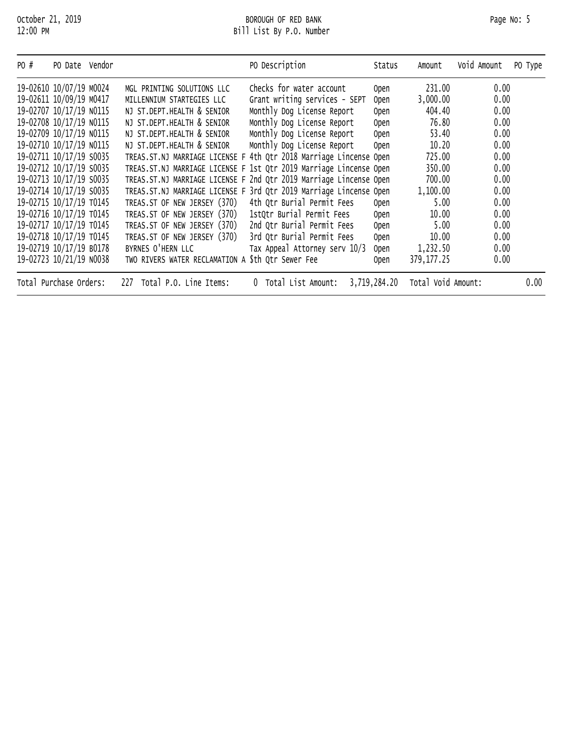| PO # | PO Date | Vendor | | PO Description | Status | Amount | Void Amount | PO Type |
|---|---|---|---|---|---|---|---|---|
| 19-02610 | 10/07/19 | M0024 | MGL PRINTING SOLUTIONS LLC | Checks for water account | Open | 231.00 | 0.00 | |
| 19-02611 | 10/09/19 | M0417 | MILLENNIUM STARTEGIES LLC | Grant writing services - SEPT | Open | 3,000.00 | 0.00 | |
| 19-02707 | 10/17/19 | N0115 | NJ ST.DEPT.HEALTH & SENIOR | Monthly Dog License Report | Open | 404.40 | 0.00 | |
| 19-02708 | 10/17/19 | N0115 | NJ ST.DEPT.HEALTH & SENIOR | Monthly Dog License Report | Open | 76.80 | 0.00 | |
| 19-02709 | 10/17/19 | N0115 | NJ ST.DEPT.HEALTH & SENIOR | Monthly Dog License Report | Open | 53.40 | 0.00 | |
| 19-02710 | 10/17/19 | N0115 | NJ ST.DEPT.HEALTH & SENIOR | Monthly Dog License Report | Open | 10.20 | 0.00 | |
| 19-02711 | 10/17/19 | S0035 | TREAS.ST.NJ MARRIAGE LICENSE F | 4th Qtr 2018 Marriage Lincense | Open | 725.00 | 0.00 | |
| 19-02712 | 10/17/19 | S0035 | TREAS.ST.NJ MARRIAGE LICENSE F | 1st Qtr 2019 Marriage Lincense | Open | 350.00 | 0.00 | |
| 19-02713 | 10/17/19 | S0035 | TREAS.ST.NJ MARRIAGE LICENSE F | 2nd Qtr 2019 Marriage Lincense | Open | 700.00 | 0.00 | |
| 19-02714 | 10/17/19 | S0035 | TREAS.ST.NJ MARRIAGE LICENSE F | 3rd Qtr 2019 Marriage Lincense | Open | 1,100.00 | 0.00 | |
| 19-02715 | 10/17/19 | T0145 | TREAS.ST OF NEW JERSEY (370) | 4th Qtr Burial Permit Fees | Open | 5.00 | 0.00 | |
| 19-02716 | 10/17/19 | T0145 | TREAS.ST OF NEW JERSEY (370) | 1stQtr Burial Permit Fees | Open | 10.00 | 0.00 | |
| 19-02717 | 10/17/19 | T0145 | TREAS.ST OF NEW JERSEY (370) | 2nd Qtr Burial Permit Fees | Open | 5.00 | 0.00 | |
| 19-02718 | 10/17/19 | T0145 | TREAS.ST OF NEW JERSEY (370) | 3rd Qtr Burial Permit Fees | Open | 10.00 | 0.00 | |
| 19-02719 | 10/17/19 | B0178 | BYRNES O'HERN LLC | Tax Appeal Attorney serv 10/3 | Open | 1,232.50 | 0.00 | |
| 19-02723 | 10/21/19 | N0038 | TWO RIVERS WATER RECLAMATION A | $th Qtr Sewer Fee | Open | 379,177.25 | 0.00 | |

Total Purchase Orders: 227 Total P.O. Line Items: 0 Total List Amount: 3,719,284.20 Total Void Amount: 0.00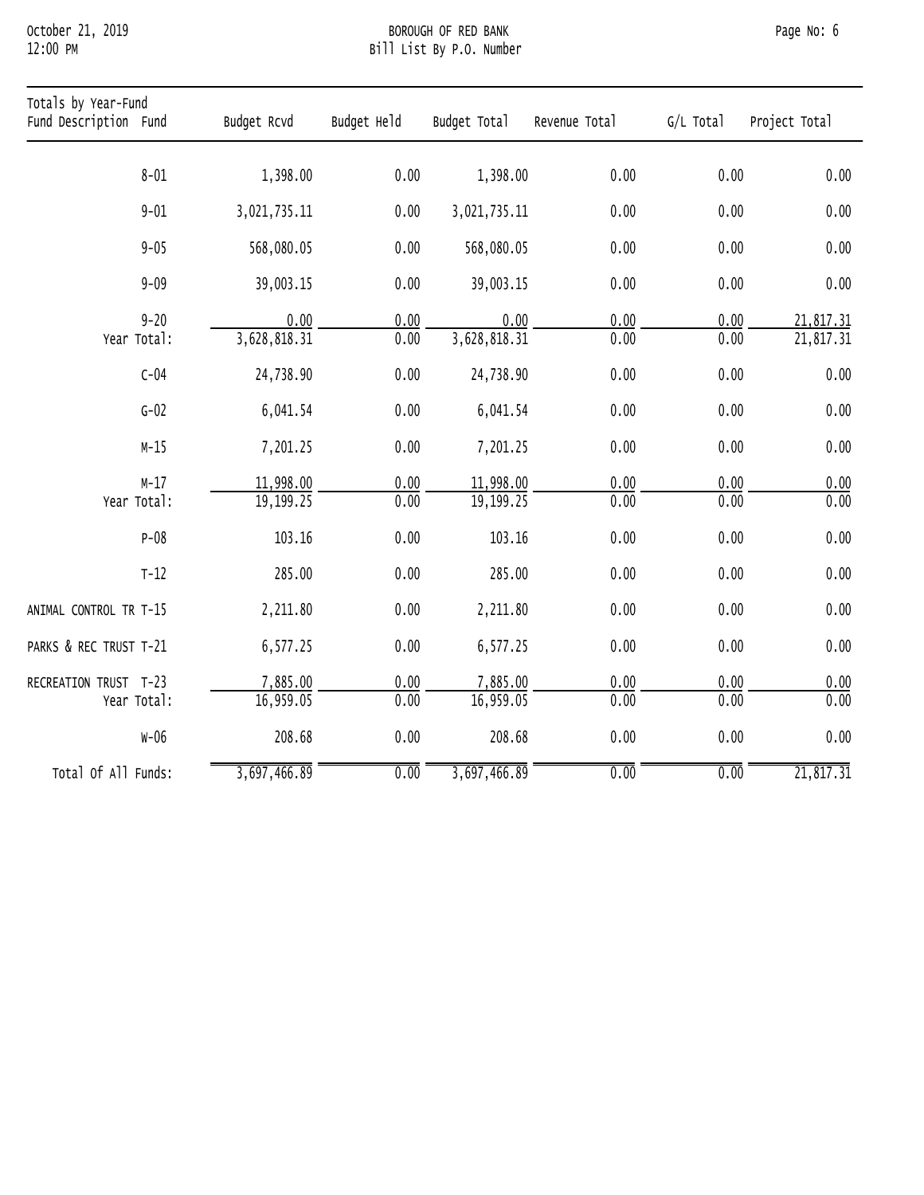## Totals by Year-Fund

| Fund Description | Fund | Budget Rcvd | Budget Held | Budget Total | Revenue Total | G/L Total | Project Total |
|---|---|---|---|---|---|---|---|
| | 8-01 | 1,398.00 | 0.00 | 1,398.00 | 0.00 | 0.00 | 0.00 |
| | 9-01 | 3,021,735.11 | 0.00 | 3,021,735.11 | 0.00 | 0.00 | 0.00 |
| | 9-05 | 568,080.05 | 0.00 | 568,080.05 | 0.00 | 0.00 | 0.00 |
| | 9-09 | 39,003.15 | 0.00 | 39,003.15 | 0.00 | 0.00 | 0.00 |
| | 9-20 | 0.00 | 0.00 | 0.00 | 0.00 | 0.00 | 21,817.31 |
| | Year Total: | 3,628,818.31 | 0.00 | 3,628,818.31 | 0.00 | 0.00 | 21,817.31 |
| | C-04 | 24,738.90 | 0.00 | 24,738.90 | 0.00 | 0.00 | 0.00 |
| | G-02 | 6,041.54 | 0.00 | 6,041.54 | 0.00 | 0.00 | 0.00 |
| | M-15 | 7,201.25 | 0.00 | 7,201.25 | 0.00 | 0.00 | 0.00 |
| | M-17 | 11,998.00 | 0.00 | 11,998.00 | 0.00 | 0.00 | 0.00 |
| | Year Total: | 19,199.25 | 0.00 | 19,199.25 | 0.00 | 0.00 | 0.00 |
| | P-08 | 103.16 | 0.00 | 103.16 | 0.00 | 0.00 | 0.00 |
| | T-12 | 285.00 | 0.00 | 285.00 | 0.00 | 0.00 | 0.00 |
| ANIMAL CONTROL TR | T-15 | 2,211.80 | 0.00 | 2,211.80 | 0.00 | 0.00 | 0.00 |
| PARKS & REC TRUST | T-21 | 6,577.25 | 0.00 | 6,577.25 | 0.00 | 0.00 | 0.00 |
| RECREATION TRUST | T-23 | 7,885.00 | 0.00 | 7,885.00 | 0.00 | 0.00 | 0.00 |
| | Year Total: | 16,959.05 | 0.00 | 16,959.05 | 0.00 | 0.00 | 0.00 |
| | W-06 | 208.68 | 0.00 | 208.68 | 0.00 | 0.00 | 0.00 |
| Total Of All Funds: | | 3,697,466.89 | 0.00 | 3,697,466.89 | 0.00 | 0.00 | 21,817.31 |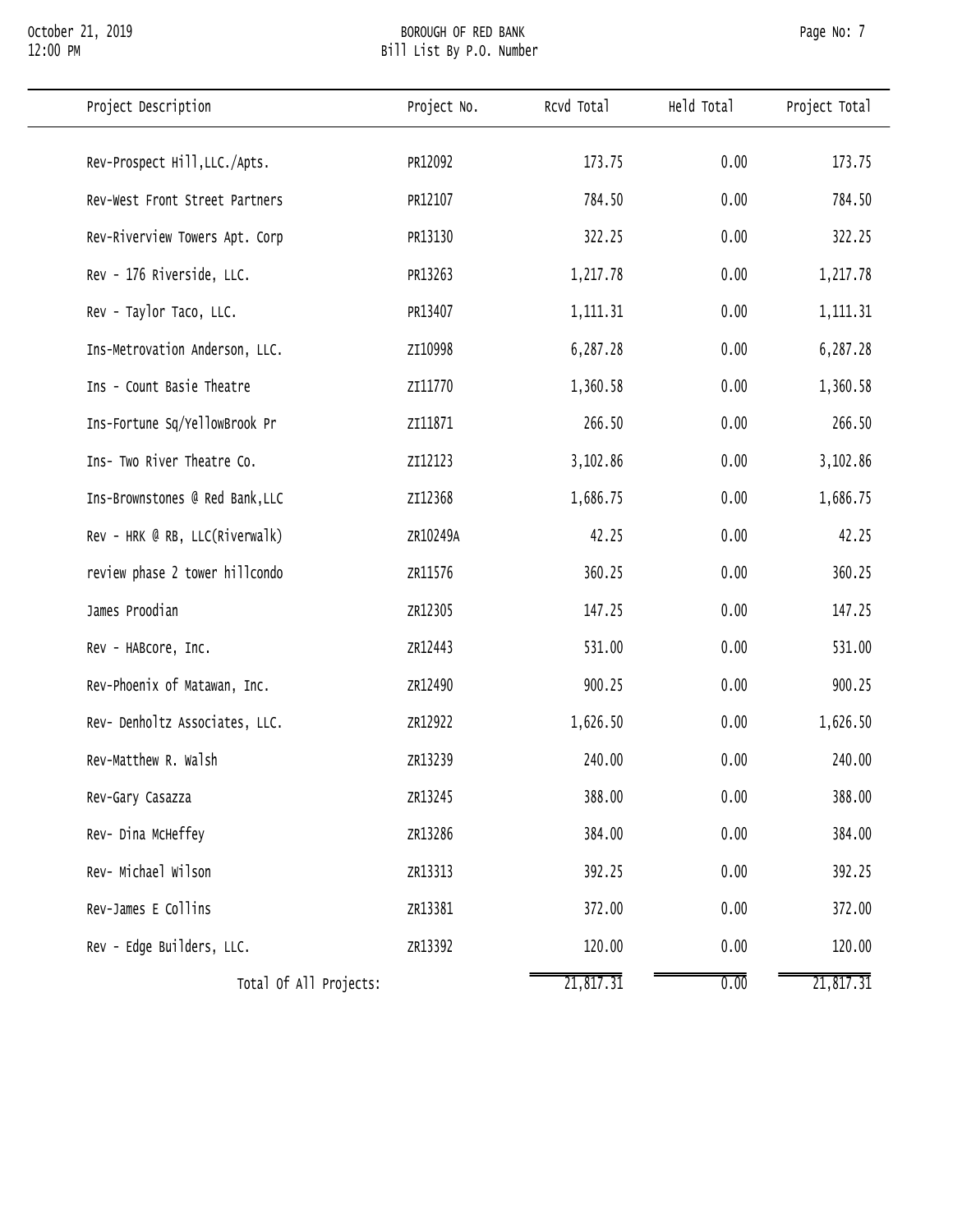| Project Description | Project No. | Rcvd Total | Held Total | Project Total |
|---|---|---|---|---|
| Rev-Prospect Hill,LLC./Apts. | PR12092 | 173.75 | 0.00 | 173.75 |
| Rev-West Front Street Partners | PR12107 | 784.50 | 0.00 | 784.50 |
| Rev-Riverview Towers Apt. Corp | PR13130 | 322.25 | 0.00 | 322.25 |
| Rev - 176 Riverside, LLC. | PR13263 | 1,217.78 | 0.00 | 1,217.78 |
| Rev - Taylor Taco, LLC. | PR13407 | 1,111.31 | 0.00 | 1,111.31 |
| Ins-Metrovation Anderson, LLC. | ZI10998 | 6,287.28 | 0.00 | 6,287.28 |
| Ins - Count Basie Theatre | ZI11770 | 1,360.58 | 0.00 | 1,360.58 |
| Ins-Fortune Sq/YellowBrook Pr | ZI11871 | 266.50 | 0.00 | 266.50 |
| Ins- Two River Theatre Co. | ZI12123 | 3,102.86 | 0.00 | 3,102.86 |
| Ins-Brownstones @ Red Bank,LLC | ZI12368 | 1,686.75 | 0.00 | 1,686.75 |
| Rev - HRK @ RB, LLC(Riverwalk) | ZR10249A | 42.25 | 0.00 | 42.25 |
| review phase 2 tower hillcondo | ZR11576 | 360.25 | 0.00 | 360.25 |
| James Proodian | ZR12305 | 147.25 | 0.00 | 147.25 |
| Rev - HABcore, Inc. | ZR12443 | 531.00 | 0.00 | 531.00 |
| Rev-Phoenix of Matawan, Inc. | ZR12490 | 900.25 | 0.00 | 900.25 |
| Rev- Denholtz Associates, LLC. | ZR12922 | 1,626.50 | 0.00 | 1,626.50 |
| Rev-Matthew R. Walsh | ZR13239 | 240.00 | 0.00 | 240.00 |
| Rev-Gary Casazza | ZR13245 | 388.00 | 0.00 | 388.00 |
| Rev- Dina McHeffey | ZR13286 | 384.00 | 0.00 | 384.00 |
| Rev- Michael Wilson | ZR13313 | 392.25 | 0.00 | 392.25 |
| Rev-James E Collins | ZR13381 | 372.00 | 0.00 | 372.00 |
| Rev - Edge Builders, LLC. | ZR13392 | 120.00 | 0.00 | 120.00 |
| Total Of All Projects: | | 21,817.31 | 0.00 | 21,817.31 |